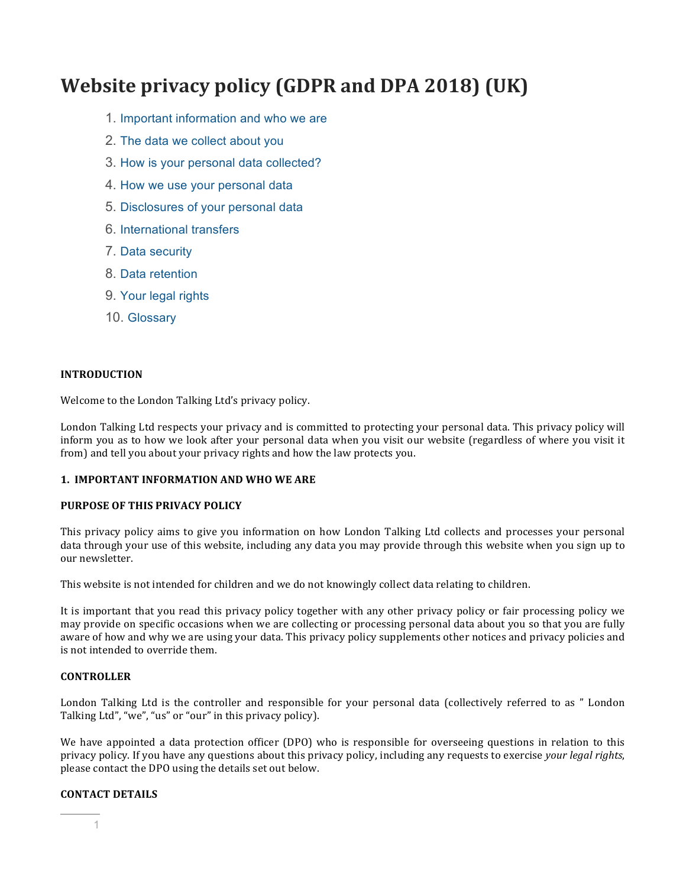# Website privacy policy (GDPR and DPA 2018) (UK)

1. Important information and who we are
2. The data we collect about you
3. How is your personal data collected?
4. How we use your personal data
5. Disclosures of your personal data
6. International transfers
7. Data security
8. Data retention
9. Your legal rights
10. Glossary

**INTRODUCTION**

Welcome to the London Talking Ltd's privacy policy.

London Talking Ltd respects your privacy and is committed to protecting your personal data. This privacy policy will inform you as to how we look after your personal data when you visit our website (regardless of where you visit it from) and tell you about your privacy rights and how the law protects you.

**1. IMPORTANT INFORMATION AND WHO WE ARE**

**PURPOSE OF THIS PRIVACY POLICY**

This privacy policy aims to give you information on how London Talking Ltd collects and processes your personal data through your use of this website, including any data you may provide through this website when you sign up to our newsletter.

This website is not intended for children and we do not knowingly collect data relating to children.

It is important that you read this privacy policy together with any other privacy policy or fair processing policy we may provide on specific occasions when we are collecting or processing personal data about you so that you are fully aware of how and why we are using your data. This privacy policy supplements other notices and privacy policies and is not intended to override them.

**CONTROLLER**

London Talking Ltd is the controller and responsible for your personal data (collectively referred to as " London Talking Ltd", "we", "us" or "our" in this privacy policy).

We have appointed a data protection officer (DPO) who is responsible for overseeing questions in relation to this privacy policy. If you have any questions about this privacy policy, including any requests to exercise *your legal rights*, please contact the DPO using the details set out below.

**CONTACT DETAILS**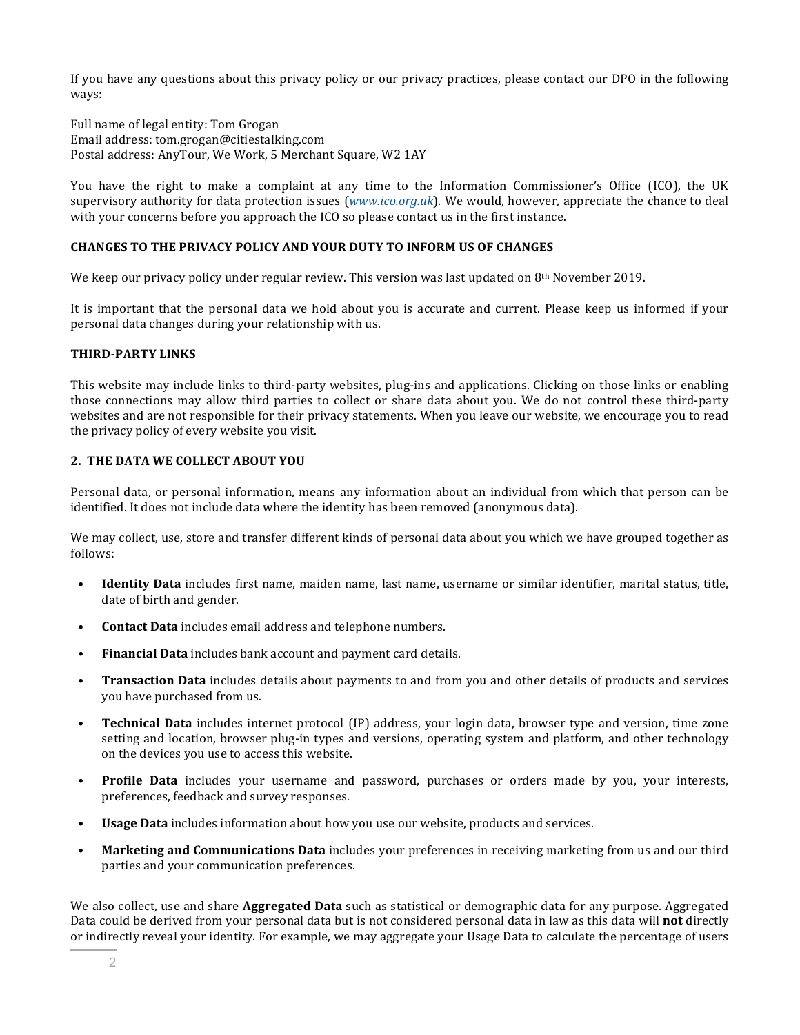If you have any questions about this privacy policy or our privacy practices, please contact our DPO in the following ways:

Full name of legal entity: Tom Grogan
Email address: tom.grogan@citiestalking.com
Postal address: AnyTour, We Work, 5 Merchant Square, W2 1AY

You have the right to make a complaint at any time to the Information Commissioner's Office (ICO), the UK supervisory authority for data protection issues (*www.ico.org.uk*). We would, however, appreciate the chance to deal with your concerns before you approach the ICO so please contact us in the first instance.

**CHANGES TO THE PRIVACY POLICY AND YOUR DUTY TO INFORM US OF CHANGES**

We keep our privacy policy under regular review. This version was last updated on 8th November 2019.

It is important that the personal data we hold about you is accurate and current. Please keep us informed if your personal data changes during your relationship with us.

**THIRD-PARTY LINKS**

This website may include links to third-party websites, plug-ins and applications. Clicking on those links or enabling those connections may allow third parties to collect or share data about you. We do not control these third-party websites and are not responsible for their privacy statements. When you leave our website, we encourage you to read the privacy policy of every website you visit.

## 2. THE DATA WE COLLECT ABOUT YOU

Personal data, or personal information, means any information about an individual from which that person can be identified. It does not include data where the identity has been removed (anonymous data).

We may collect, use, store and transfer different kinds of personal data about you which we have grouped together as follows:

- **Identity Data** includes first name, maiden name, last name, username or similar identifier, marital status, title, date of birth and gender.
- **Contact Data** includes email address and telephone numbers.
- **Financial Data** includes bank account and payment card details.
- **Transaction Data** includes details about payments to and from you and other details of products and services you have purchased from us.
- **Technical Data** includes internet protocol (IP) address, your login data, browser type and version, time zone setting and location, browser plug-in types and versions, operating system and platform, and other technology on the devices you use to access this website.
- **Profile Data** includes your username and password, purchases or orders made by you, your interests, preferences, feedback and survey responses.
- **Usage Data** includes information about how you use our website, products and services.
- **Marketing and Communications Data** includes your preferences in receiving marketing from us and our third parties and your communication preferences.

We also collect, use and share **Aggregated Data** such as statistical or demographic data for any purpose. Aggregated Data could be derived from your personal data but is not considered personal data in law as this data will **not** directly or indirectly reveal your identity. For example, we may aggregate your Usage Data to calculate the percentage of users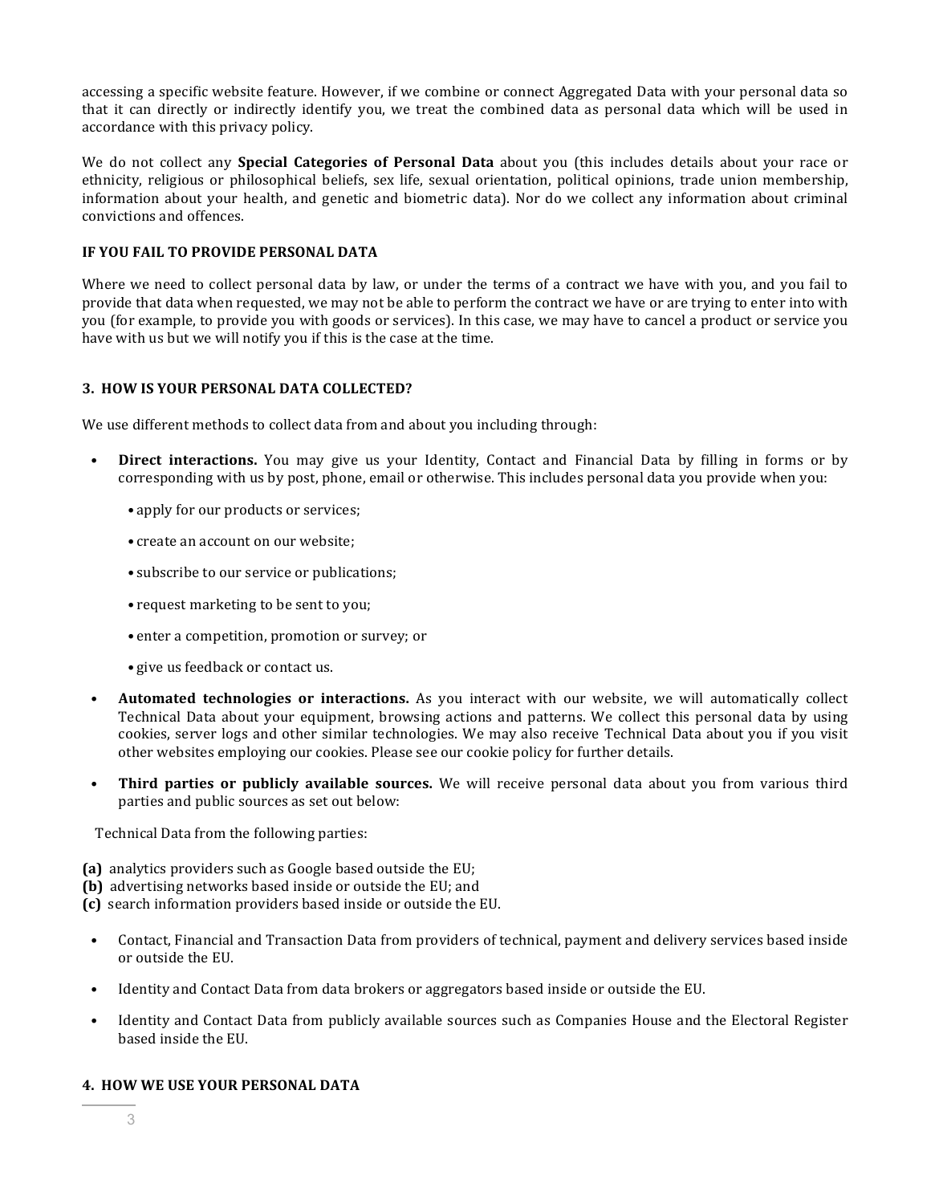accessing a specific website feature. However, if we combine or connect Aggregated Data with your personal data so that it can directly or indirectly identify you, we treat the combined data as personal data which will be used in accordance with this privacy policy.

We do not collect any **Special Categories of Personal Data** about you (this includes details about your race or ethnicity, religious or philosophical beliefs, sex life, sexual orientation, political opinions, trade union membership, information about your health, and genetic and biometric data). Nor do we collect any information about criminal convictions and offences.

**IF YOU FAIL TO PROVIDE PERSONAL DATA**

Where we need to collect personal data by law, or under the terms of a contract we have with you, and you fail to provide that data when requested, we may not be able to perform the contract we have or are trying to enter into with you (for example, to provide you with goods or services). In this case, we may have to cancel a product or service you have with us but we will notify you if this is the case at the time.

## 3. HOW IS YOUR PERSONAL DATA COLLECTED?

We use different methods to collect data from and about you including through:

- **Direct interactions.** You may give us your Identity, Contact and Financial Data by filling in forms or by corresponding with us by post, phone, email or otherwise. This includes personal data you provide when you:
  - apply for our products or services;
  - create an account on our website;
  - subscribe to our service or publications;
  - request marketing to be sent to you;
  - enter a competition, promotion or survey; or
  - give us feedback or contact us.
- **Automated technologies or interactions.** As you interact with our website, we will automatically collect Technical Data about your equipment, browsing actions and patterns. We collect this personal data by using cookies, server logs and other similar technologies. We may also receive Technical Data about you if you visit other websites employing our cookies. Please see our cookie policy for further details.
- **Third parties or publicly available sources.** We will receive personal data about you from various third parties and public sources as set out below:

Technical Data from the following parties:

**(a)** analytics providers such as Google based outside the EU;
**(b)** advertising networks based inside or outside the EU; and
**(c)** search information providers based inside or outside the EU.

- Contact, Financial and Transaction Data from providers of technical, payment and delivery services based inside or outside the EU.
- Identity and Contact Data from data brokers or aggregators based inside or outside the EU.
- Identity and Contact Data from publicly available sources such as Companies House and the Electoral Register based inside the EU.

## 4. HOW WE USE YOUR PERSONAL DATA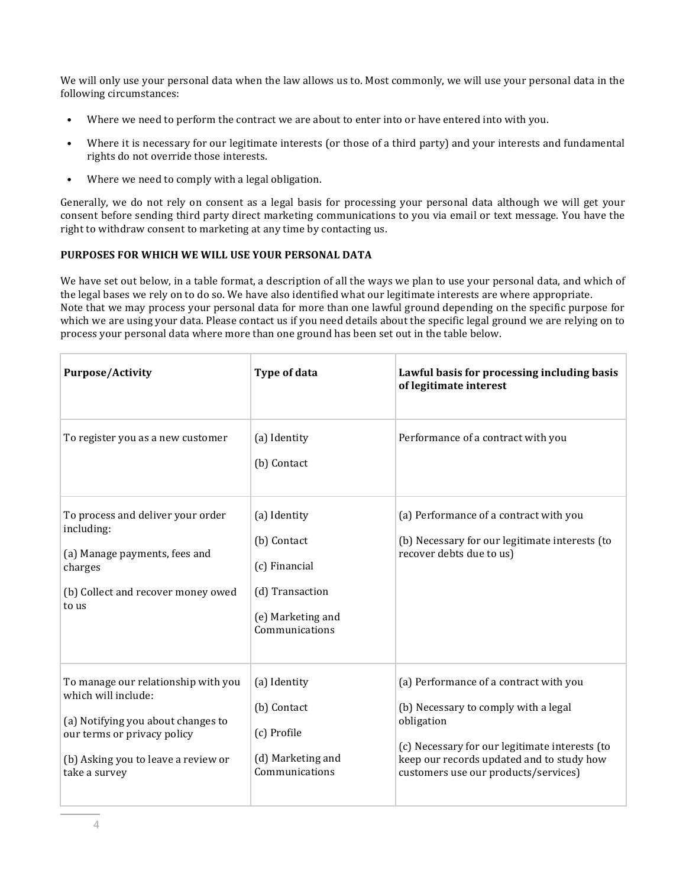We will only use your personal data when the law allows us to. Most commonly, we will use your personal data in the following circumstances:

- Where we need to perform the contract we are about to enter into or have entered into with you.
- Where it is necessary for our legitimate interests (or those of a third party) and your interests and fundamental rights do not override those interests.
- Where we need to comply with a legal obligation.

Generally, we do not rely on consent as a legal basis for processing your personal data although we will get your consent before sending third party direct marketing communications to you via email or text message. You have the right to withdraw consent to marketing at any time by contacting us.

**PURPOSES FOR WHICH WE WILL USE YOUR PERSONAL DATA**

We have set out below, in a table format, a description of all the ways we plan to use your personal data, and which of the legal bases we rely on to do so. We have also identified what our legitimate interests are where appropriate.
Note that we may process your personal data for more than one lawful ground depending on the specific purpose for which we are using your data. Please contact us if you need details about the specific legal ground we are relying on to process your personal data where more than one ground has been set out in the table below.

| **Purpose/Activity** | **Type of data** | **Lawful basis for processing including basis of legitimate interest** |
|---|---|---|
| To register you as a new customer | (a) Identity<br>(b) Contact | Performance of a contract with you |
| To process and deliver your order including:<br>(a) Manage payments, fees and charges<br>(b) Collect and recover money owed to us | (a) Identity<br>(b) Contact<br>(c) Financial<br>(d) Transaction<br>(e) Marketing and Communications | (a) Performance of a contract with you<br>(b) Necessary for our legitimate interests (to recover debts due to us) |
| To manage our relationship with you which will include:<br>(a) Notifying you about changes to our terms or privacy policy<br>(b) Asking you to leave a review or take a survey | (a) Identity<br>(b) Contact<br>(c) Profile<br>(d) Marketing and Communications | (a) Performance of a contract with you<br>(b) Necessary to comply with a legal obligation<br>(c) Necessary for our legitimate interests (to keep our records updated and to study how customers use our products/services) |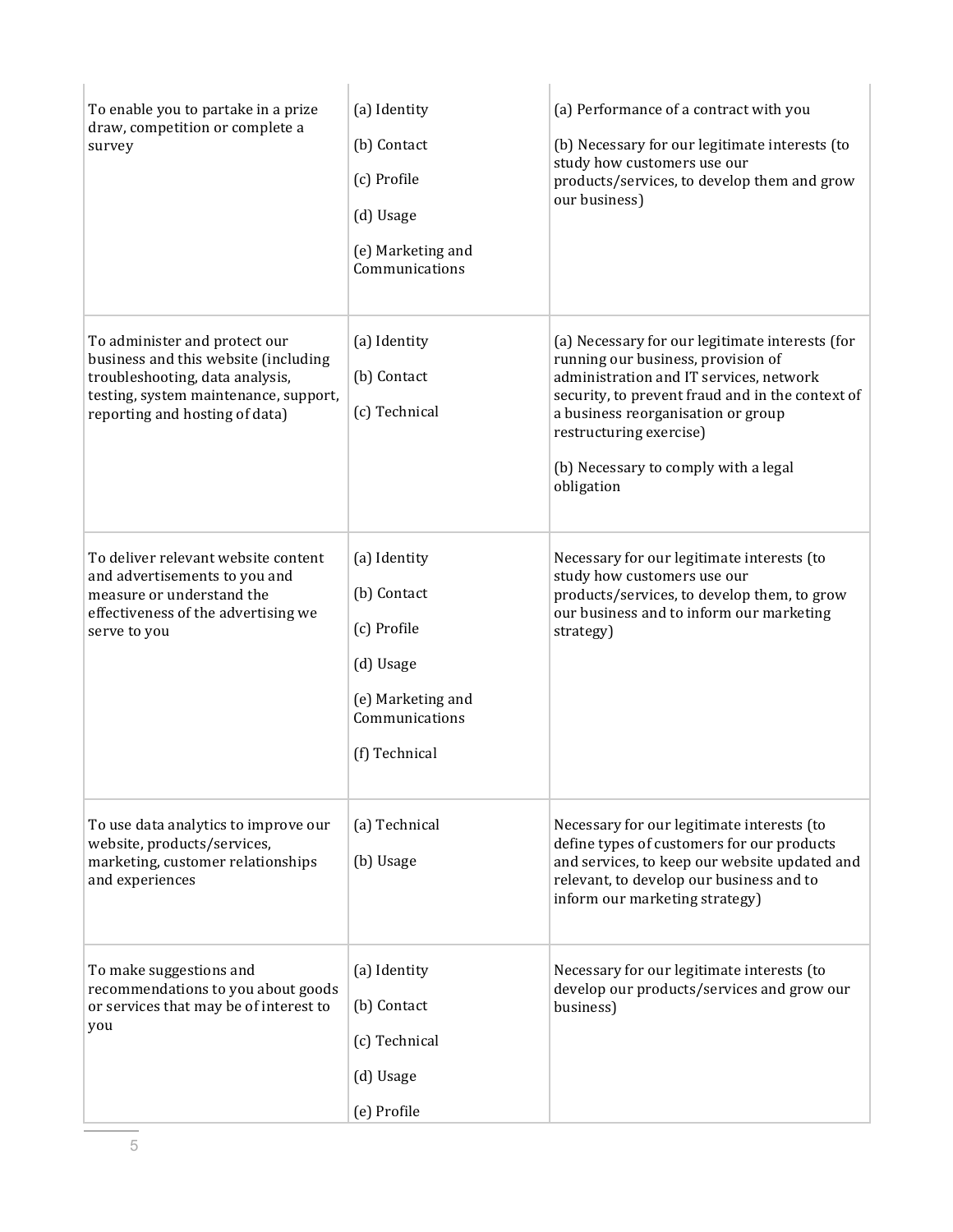| | | |
|---|---|---|
| To enable you to partake in a prize draw, competition or complete a survey | (a) Identity<br>(b) Contact<br>(c) Profile<br>(d) Usage<br>(e) Marketing and Communications | (a) Performance of a contract with you<br>(b) Necessary for our legitimate interests (to study how customers use our products/services, to develop them and grow our business) |
| To administer and protect our business and this website (including troubleshooting, data analysis, testing, system maintenance, support, reporting and hosting of data) | (a) Identity<br>(b) Contact<br>(c) Technical | (a) Necessary for our legitimate interests (for running our business, provision of administration and IT services, network security, to prevent fraud and in the context of a business reorganisation or group restructuring exercise)<br>(b) Necessary to comply with a legal obligation |
| To deliver relevant website content and advertisements to you and measure or understand the effectiveness of the advertising we serve to you | (a) Identity<br>(b) Contact<br>(c) Profile<br>(d) Usage<br>(e) Marketing and Communications<br>(f) Technical | Necessary for our legitimate interests (to study how customers use our products/services, to develop them, to grow our business and to inform our marketing strategy) |
| To use data analytics to improve our website, products/services, marketing, customer relationships and experiences | (a) Technical<br>(b) Usage | Necessary for our legitimate interests (to define types of customers for our products and services, to keep our website updated and relevant, to develop our business and to inform our marketing strategy) |
| To make suggestions and recommendations to you about goods or services that may be of interest to you | (a) Identity<br>(b) Contact<br>(c) Technical<br>(d) Usage<br>(e) Profile | Necessary for our legitimate interests (to develop our products/services and grow our business) |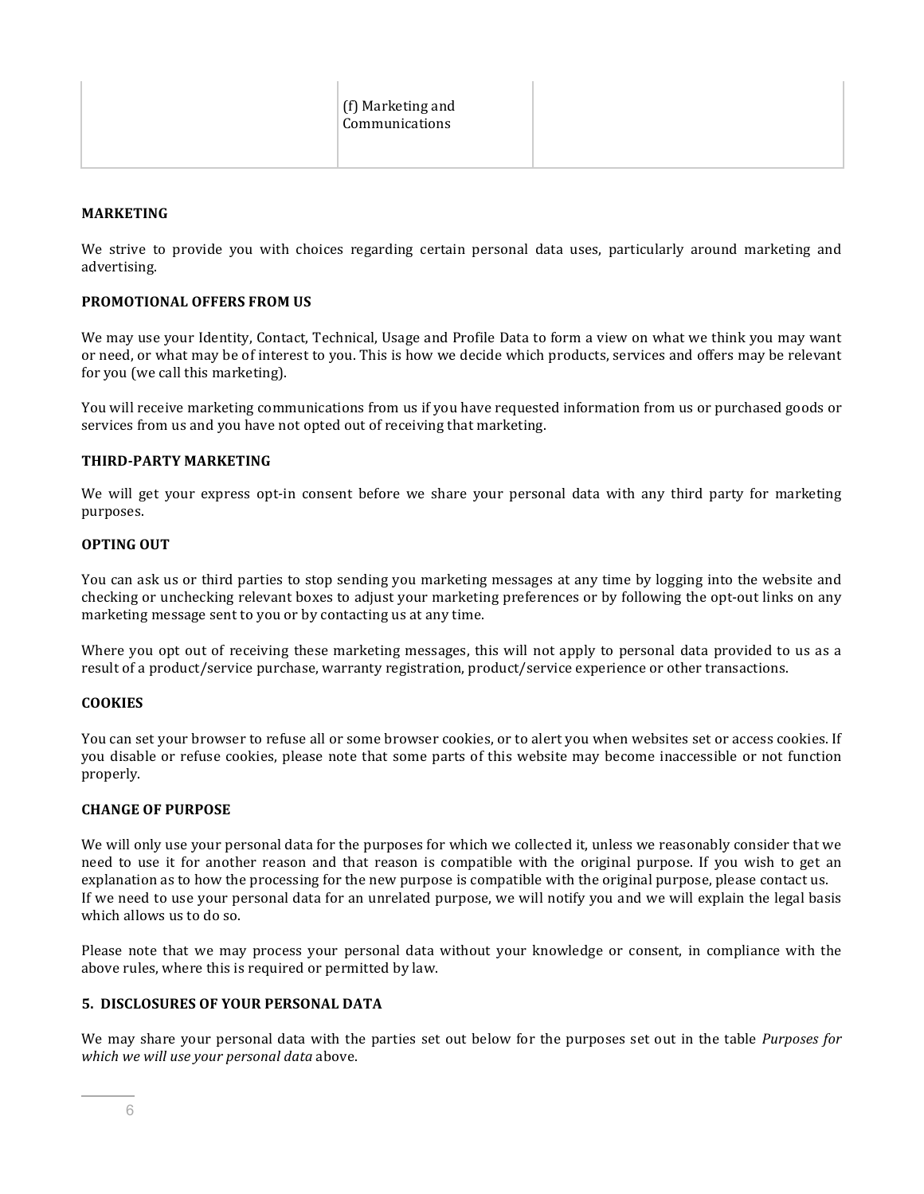| | (f) Marketing and Communications | |
|---|---|---|

**MARKETING**

We strive to provide you with choices regarding certain personal data uses, particularly around marketing and advertising.

**PROMOTIONAL OFFERS FROM US**

We may use your Identity, Contact, Technical, Usage and Profile Data to form a view on what we think you may want or need, or what may be of interest to you. This is how we decide which products, services and offers may be relevant for you (we call this marketing).

You will receive marketing communications from us if you have requested information from us or purchased goods or services from us and you have not opted out of receiving that marketing.

**THIRD-PARTY MARKETING**

We will get your express opt-in consent before we share your personal data with any third party for marketing purposes.

**OPTING OUT**

You can ask us or third parties to stop sending you marketing messages at any time by logging into the website and checking or unchecking relevant boxes to adjust your marketing preferences or by following the opt-out links on any marketing message sent to you or by contacting us at any time.

Where you opt out of receiving these marketing messages, this will not apply to personal data provided to us as a result of a product/service purchase, warranty registration, product/service experience or other transactions.

**COOKIES**

You can set your browser to refuse all or some browser cookies, or to alert you when websites set or access cookies. If you disable or refuse cookies, please note that some parts of this website may become inaccessible or not function properly.

**CHANGE OF PURPOSE**

We will only use your personal data for the purposes for which we collected it, unless we reasonably consider that we need to use it for another reason and that reason is compatible with the original purpose. If you wish to get an explanation as to how the processing for the new purpose is compatible with the original purpose, please contact us. If we need to use your personal data for an unrelated purpose, we will notify you and we will explain the legal basis which allows us to do so.

Please note that we may process your personal data without your knowledge or consent, in compliance with the above rules, where this is required or permitted by law.

**5. DISCLOSURES OF YOUR PERSONAL DATA**

We may share your personal data with the parties set out below for the purposes set out in the table *Purposes for which we will use your personal data* above.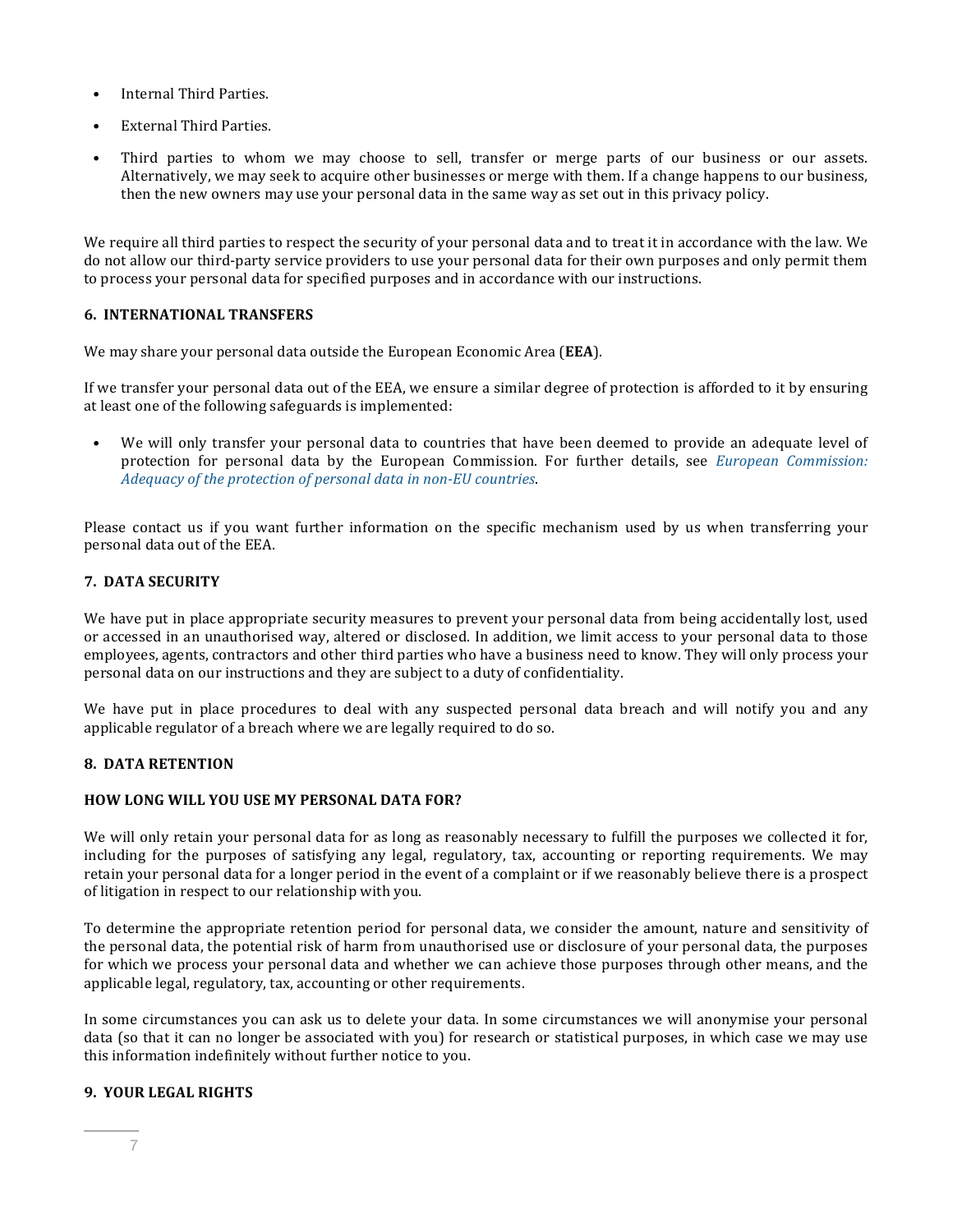- Internal Third Parties.
- External Third Parties.
- Third parties to whom we may choose to sell, transfer or merge parts of our business or our assets. Alternatively, we may seek to acquire other businesses or merge with them. If a change happens to our business, then the new owners may use your personal data in the same way as set out in this privacy policy.

We require all third parties to respect the security of your personal data and to treat it in accordance with the law. We do not allow our third-party service providers to use your personal data for their own purposes and only permit them to process your personal data for specified purposes and in accordance with our instructions.

## 6. INTERNATIONAL TRANSFERS

We may share your personal data outside the European Economic Area (**EEA**).

If we transfer your personal data out of the EEA, we ensure a similar degree of protection is afforded to it by ensuring at least one of the following safeguards is implemented:

- We will only transfer your personal data to countries that have been deemed to provide an adequate level of protection for personal data by the European Commission. For further details, see *European Commission: Adequacy of the protection of personal data in non-EU countries*.

Please contact us if you want further information on the specific mechanism used by us when transferring your personal data out of the EEA.

## 7. DATA SECURITY

We have put in place appropriate security measures to prevent your personal data from being accidentally lost, used or accessed in an unauthorised way, altered or disclosed. In addition, we limit access to your personal data to those employees, agents, contractors and other third parties who have a business need to know. They will only process your personal data on our instructions and they are subject to a duty of confidentiality.

We have put in place procedures to deal with any suspected personal data breach and will notify you and any applicable regulator of a breach where we are legally required to do so.

## 8. DATA RETENTION

### HOW LONG WILL YOU USE MY PERSONAL DATA FOR?

We will only retain your personal data for as long as reasonably necessary to fulfill the purposes we collected it for, including for the purposes of satisfying any legal, regulatory, tax, accounting or reporting requirements. We may retain your personal data for a longer period in the event of a complaint or if we reasonably believe there is a prospect of litigation in respect to our relationship with you.

To determine the appropriate retention period for personal data, we consider the amount, nature and sensitivity of the personal data, the potential risk of harm from unauthorised use or disclosure of your personal data, the purposes for which we process your personal data and whether we can achieve those purposes through other means, and the applicable legal, regulatory, tax, accounting or other requirements.

In some circumstances you can ask us to delete your data. In some circumstances we will anonymise your personal data (so that it can no longer be associated with you) for research or statistical purposes, in which case we may use this information indefinitely without further notice to you.

## 9. YOUR LEGAL RIGHTS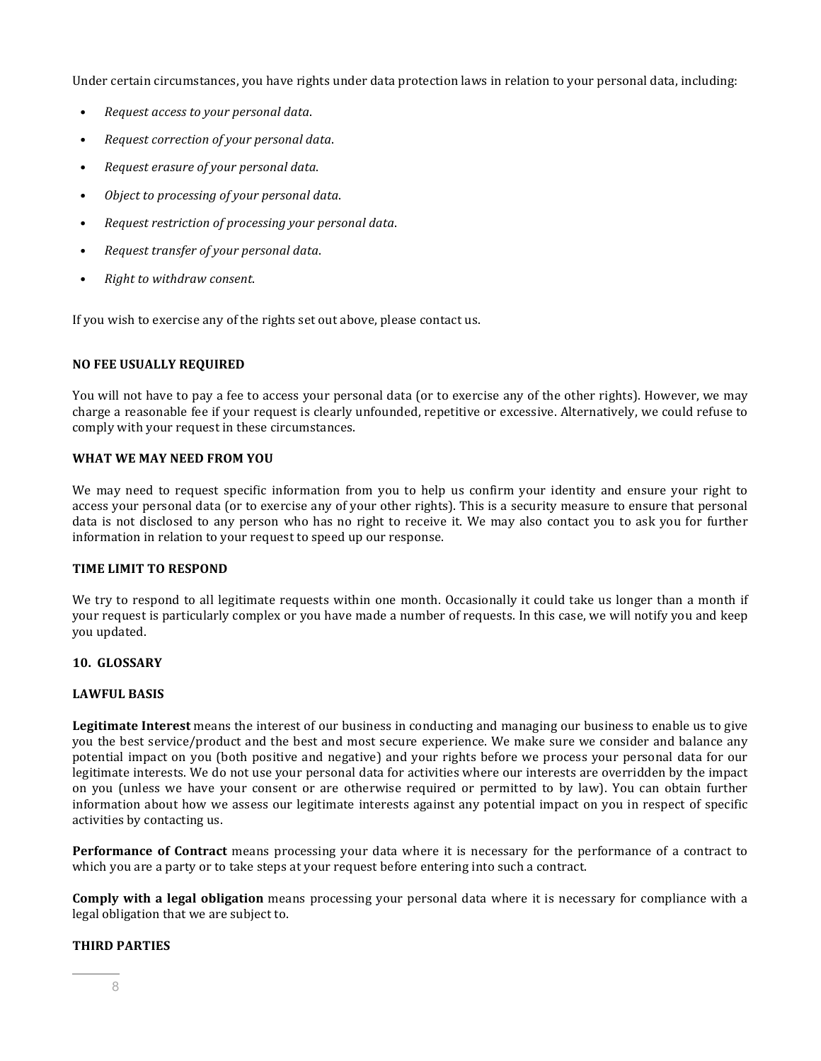Under certain circumstances, you have rights under data protection laws in relation to your personal data, including:

- *Request access to your personal data*.
- *Request correction of your personal data*.
- *Request erasure of your personal data*.
- *Object to processing of your personal data*.
- *Request restriction of processing your personal data*.
- *Request transfer of your personal data*.
- *Right to withdraw consent*.

If you wish to exercise any of the rights set out above, please contact us.

**NO FEE USUALLY REQUIRED**

You will not have to pay a fee to access your personal data (or to exercise any of the other rights). However, we may charge a reasonable fee if your request is clearly unfounded, repetitive or excessive. Alternatively, we could refuse to comply with your request in these circumstances.

**WHAT WE MAY NEED FROM YOU**

We may need to request specific information from you to help us confirm your identity and ensure your right to access your personal data (or to exercise any of your other rights). This is a security measure to ensure that personal data is not disclosed to any person who has no right to receive it. We may also contact you to ask you for further information in relation to your request to speed up our response.

**TIME LIMIT TO RESPOND**

We try to respond to all legitimate requests within one month. Occasionally it could take us longer than a month if your request is particularly complex or you have made a number of requests. In this case, we will notify you and keep you updated.

## 10. GLOSSARY

**LAWFUL BASIS**

**Legitimate Interest** means the interest of our business in conducting and managing our business to enable us to give you the best service/product and the best and most secure experience. We make sure we consider and balance any potential impact on you (both positive and negative) and your rights before we process your personal data for our legitimate interests. We do not use your personal data for activities where our interests are overridden by the impact on you (unless we have your consent or are otherwise required or permitted to by law). You can obtain further information about how we assess our legitimate interests against any potential impact on you in respect of specific activities by contacting us.

**Performance of Contract** means processing your data where it is necessary for the performance of a contract to which you are a party or to take steps at your request before entering into such a contract.

**Comply with a legal obligation** means processing your personal data where it is necessary for compliance with a legal obligation that we are subject to.

**THIRD PARTIES**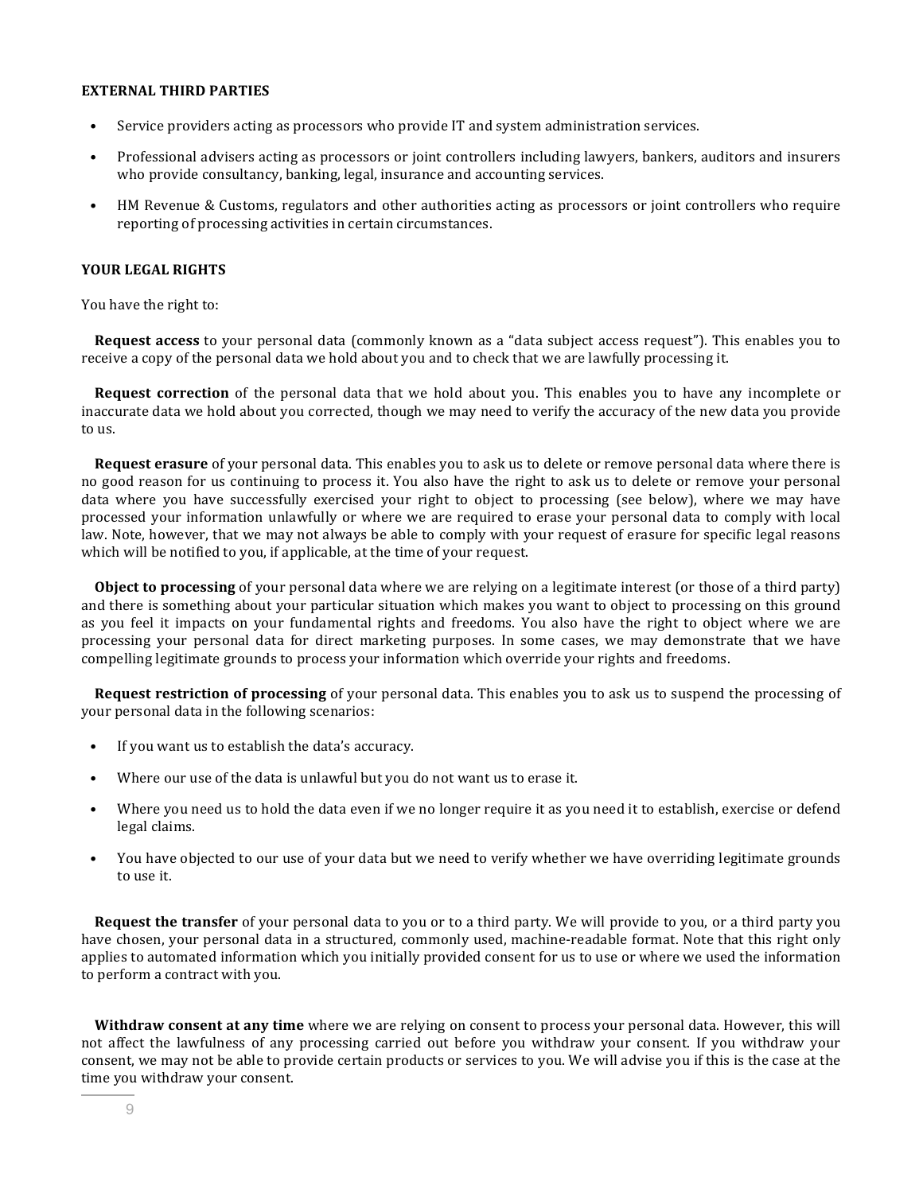**EXTERNAL THIRD PARTIES**

- Service providers acting as processors who provide IT and system administration services.
- Professional advisers acting as processors or joint controllers including lawyers, bankers, auditors and insurers who provide consultancy, banking, legal, insurance and accounting services.
- HM Revenue & Customs, regulators and other authorities acting as processors or joint controllers who require reporting of processing activities in certain circumstances.

**YOUR LEGAL RIGHTS**

You have the right to:

**Request access** to your personal data (commonly known as a "data subject access request"). This enables you to receive a copy of the personal data we hold about you and to check that we are lawfully processing it.

**Request correction** of the personal data that we hold about you. This enables you to have any incomplete or inaccurate data we hold about you corrected, though we may need to verify the accuracy of the new data you provide to us.

**Request erasure** of your personal data. This enables you to ask us to delete or remove personal data where there is no good reason for us continuing to process it. You also have the right to ask us to delete or remove your personal data where you have successfully exercised your right to object to processing (see below), where we may have processed your information unlawfully or where we are required to erase your personal data to comply with local law. Note, however, that we may not always be able to comply with your request of erasure for specific legal reasons which will be notified to you, if applicable, at the time of your request.

**Object to processing** of your personal data where we are relying on a legitimate interest (or those of a third party) and there is something about your particular situation which makes you want to object to processing on this ground as you feel it impacts on your fundamental rights and freedoms. You also have the right to object where we are processing your personal data for direct marketing purposes. In some cases, we may demonstrate that we have compelling legitimate grounds to process your information which override your rights and freedoms.

**Request restriction of processing** of your personal data. This enables you to ask us to suspend the processing of your personal data in the following scenarios:

- If you want us to establish the data's accuracy.
- Where our use of the data is unlawful but you do not want us to erase it.
- Where you need us to hold the data even if we no longer require it as you need it to establish, exercise or defend legal claims.
- You have objected to our use of your data but we need to verify whether we have overriding legitimate grounds to use it.

**Request the transfer** of your personal data to you or to a third party. We will provide to you, or a third party you have chosen, your personal data in a structured, commonly used, machine-readable format. Note that this right only applies to automated information which you initially provided consent for us to use or where we used the information to perform a contract with you.

**Withdraw consent at any time** where we are relying on consent to process your personal data. However, this will not affect the lawfulness of any processing carried out before you withdraw your consent. If you withdraw your consent, we may not be able to provide certain products or services to you. We will advise you if this is the case at the time you withdraw your consent.